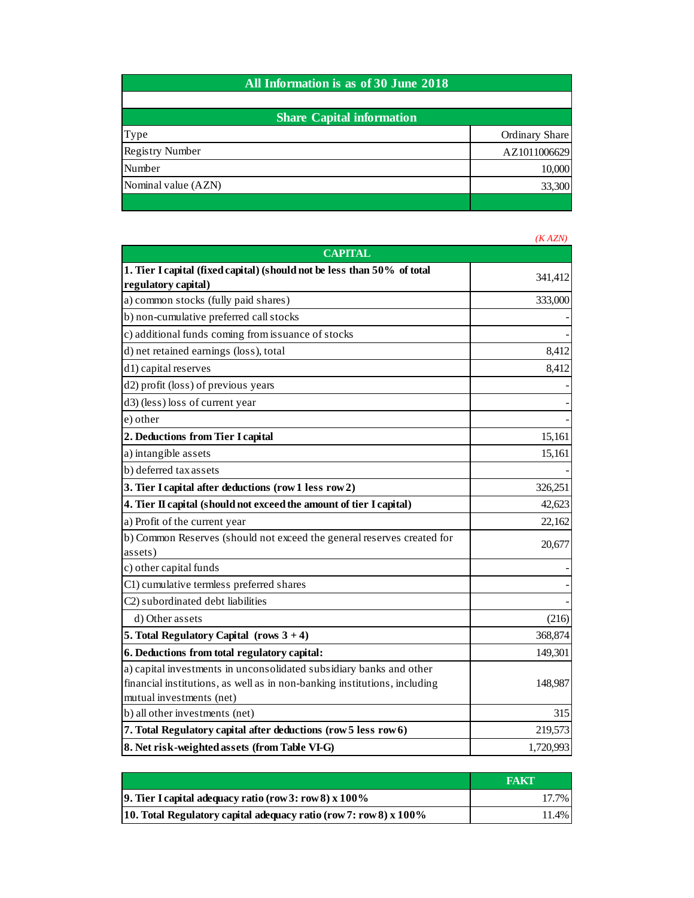| All Information is as of 30 June 2018 | |
|---|---|
| | |
| **Share Capital information** | |
| Type | Ordinary Share |
| Registry Number | AZ1011006629 |
| Number | 10,000 |
| Nominal value (AZN) | 33,300 |
| | |

*(K AZN)*

| CAPITAL | |
|---|---|
| **1. Tier I capital (fixed capital) (should not be less than 50% of total regulatory capital)** | 341,412 |
| a) common stocks (fully paid shares) | 333,000 |
| b) non-cumulative preferred call stocks | - |
| c) additional funds coming from issuance of stocks | - |
| d) net retained earnings (loss), total | 8,412 |
| d1) capital reserves | 8,412 |
| d2) profit (loss) of previous years | - |
| d3) (less) loss of current year | - |
| e) other | - |
| **2. Deductions from Tier I capital** | 15,161 |
| a) intangible assets | 15,161 |
| b) deferred tax assets | - |
| **3. Tier I capital after deductions (row 1 less row 2)** | 326,251 |
| **4. Tier II capital (should not exceed the amount of tier I capital)** | 42,623 |
| a) Profit of the current year | 22,162 |
| b) Common Reserves (should not exceed the general reserves created for assets) | 20,677 |
| c) other capital funds | - |
| C1) cumulative termless preferred shares | - |
| C2) subordinated debt liabilities | - |
| d) Other assets | (216) |
| **5. Total Regulatory Capital (rows 3 + 4)** | 368,874 |
| **6. Deductions from total regulatory capital:** | 149,301 |
| a) capital investments in unconsolidated subsidiary banks and other financial institutions, as well as in non-banking institutions, including mutual investments (net) | 148,987 |
| b) all other investments (net) | 315 |
| **7. Total Regulatory capital after deductions (row 5 less row 6)** | 219,573 |
| **8. Net risk-weighted assets (from Table VI-G)** | 1,720,993 |

| | FAKT |
|---|---|
| **9. Tier I capital adequacy ratio (row 3: row 8) x 100%** | 17.7% |
| **10. Total Regulatory capital adequacy ratio (row 7: row 8) x 100%** | 11.4% |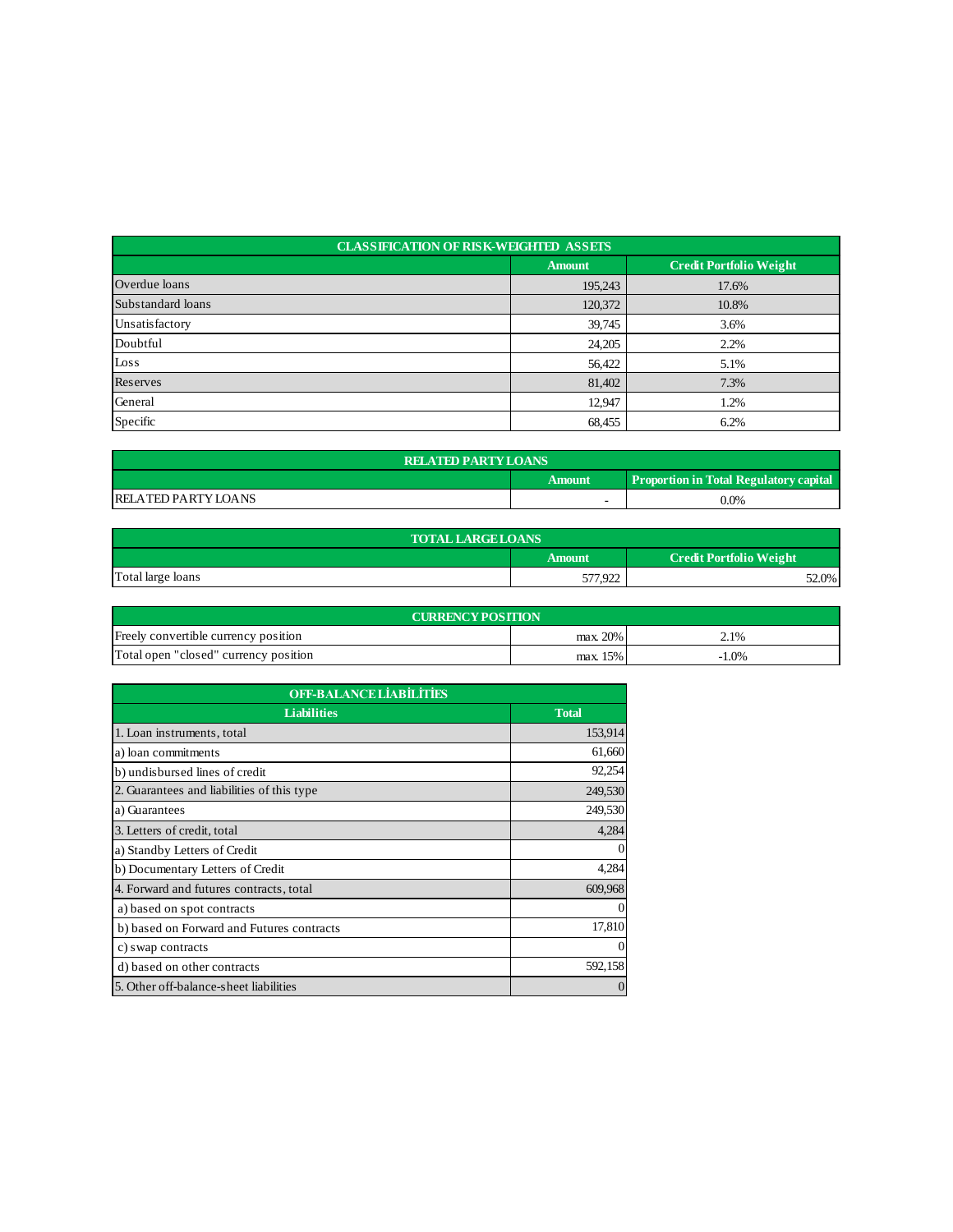| CLASSIFICATION OF RISK-WEIGHTED ASSETS | | |
|---|---|---|
| | Amount | Credit Portfolio Weight |
| Overdue loans | 195,243 | 17.6% |
| Substandard loans | 120,372 | 10.8% |
| Unsatisfactory | 39,745 | 3.6% |
| Doubtful | 24,205 | 2.2% |
| Loss | 56,422 | 5.1% |
| Reserves | 81,402 | 7.3% |
| General | 12,947 | 1.2% |
| Specific | 68,455 | 6.2% |

| RELATED PARTY LOANS | | |
|---|---|---|
| | Amount | Proportion in Total Regulatory capital |
| RELATED PARTY LOANS | - | 0.0% |

| TOTAL LARGE LOANS | | |
|---|---|---|
| | Amount | Credit Portfolio Weight |
| Total large loans | 577,922 | 52.0% |

| CURRENCY POSITION | | |
|---|---|---|
| Freely convertible currency position | max. 20% | 2.1% |
| Total open "closed" currency position | max. 15% | -1.0% |

| OFF-BALANCE LİABİLİTİES | |
|---|---|
| Liabilities | Total |
| 1. Loan instruments, total | 153,914 |
| a) loan commitments | 61,660 |
| b) undisbursed lines of credit | 92,254 |
| 2. Guarantees and liabilities of this type | 249,530 |
| a) Guarantees | 249,530 |
| 3. Letters of credit, total | 4,284 |
| a) Standby Letters of Credit | 0 |
| b) Documentary Letters of Credit | 4,284 |
| 4. Forward and futures contracts, total | 609,968 |
| a) based on spot contracts | 0 |
| b) based on Forward and Futures contracts | 17,810 |
| c) swap contracts | 0 |
| d) based on other contracts | 592,158 |
| 5. Other off-balance-sheet liabilities | 0 |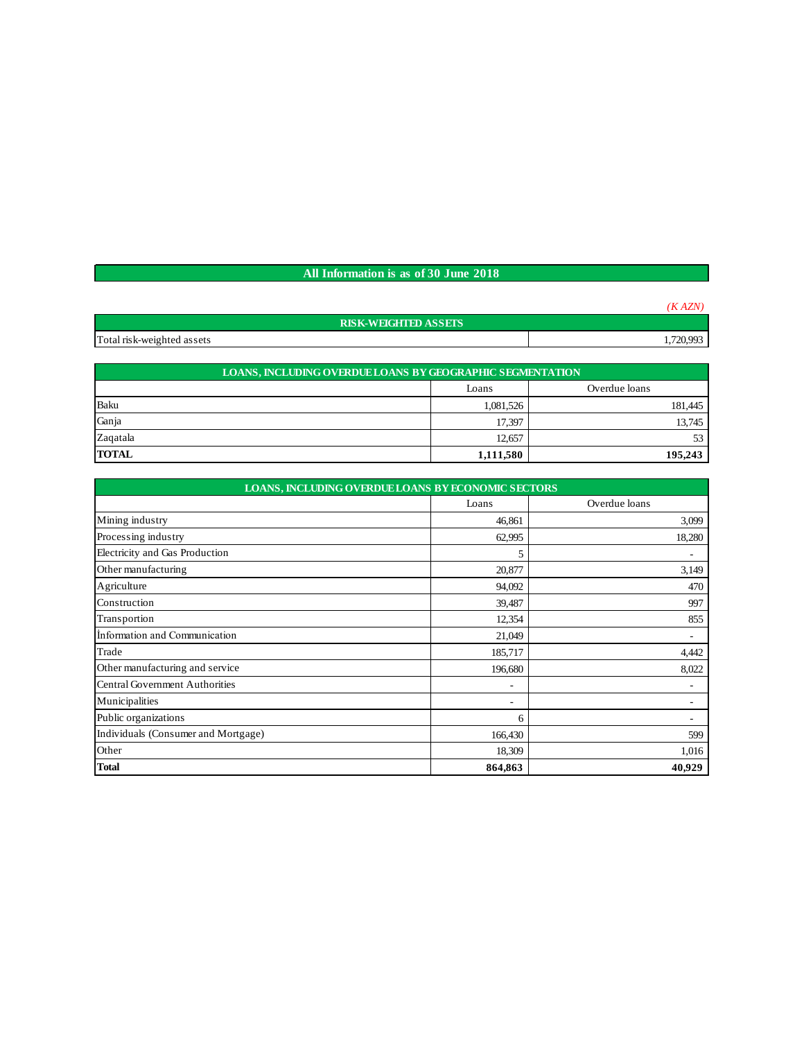## All Information is as of 30 June 2018

*(K AZN)*

| RISK-WEIGHTED ASSETS | |
|---|---|
| Total risk-weighted assets | 1,720,993 |

| LOANS, INCLUDING OVERDUE LOANS BY GEOGRAPHIC SEGMENTATION | | |
|---|---|---|
| | Loans | Overdue loans |
| Baku | 1,081,526 | 181,445 |
| Ganja | 17,397 | 13,745 |
| Zaqatala | 12,657 | 53 |
| **TOTAL** | **1,111,580** | **195,243** |

| LOANS, INCLUDING OVERDUE LOANS BY ECONOMIC SECTORS | | |
|---|---|---|
| | Loans | Overdue loans |
| Mining industry | 46,861 | 3,099 |
| Processing industry | 62,995 | 18,280 |
| Electricity and Gas Production | 5 | - |
| Other manufacturing | 20,877 | 3,149 |
| Agriculture | 94,092 | 470 |
| Construction | 39,487 | 997 |
| Transportion | 12,354 | 855 |
| İnformation and Communication | 21,049 | - |
| Trade | 185,717 | 4,442 |
| Other manufacturing and service | 196,680 | 8,022 |
| Central Government Authorities | - | - |
| Municipalities | - | - |
| Public organizations | 6 | - |
| Individuals (Consumer and Mortgage) | 166,430 | 599 |
| Other | 18,309 | 1,016 |
| **Total** | **864,863** | **40,929** |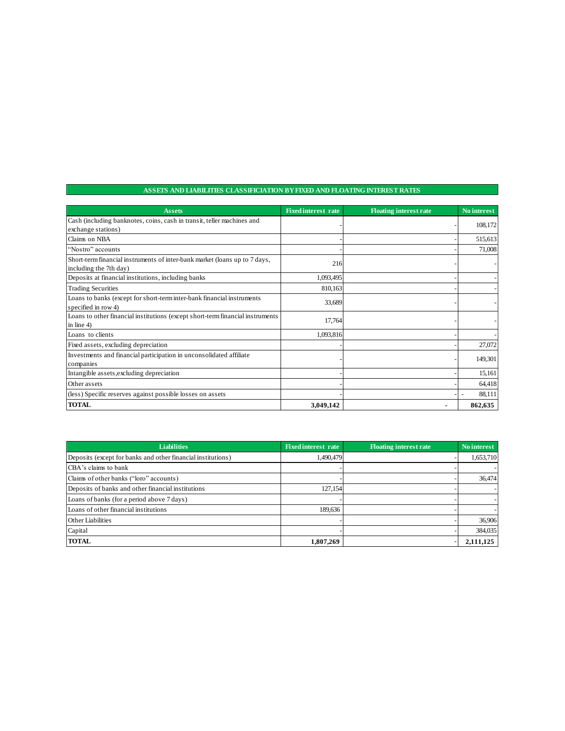## ASSETS AND LIABILITIES CLASSIFICIATION BY FIXED AND FLOATING INTEREST RATES

| Assets | Fixed interest rate | Floating interest rate | No interest |
|---|---|---|---|
| Cash (including banknotes, coins, cash in transit, teller machines and exchange stations) | - | - | 108,172 |
| Claims on NBA | - | - | 515,613 |
| "Nostro" accounts | - | - | 71,008 |
| Short-term financial instruments of inter-bank market (loans up to 7 days, including the 7th day) | 216 | - | - |
| Deposits at financial institutions, including banks | 1,093,495 | - | - |
| Trading Securities | 810,163 | - | - |
| Loans to banks (except for short-term inter-bank financial instruments specified in row 4) | 33,689 | - | - |
| Loans to other financial institutions (except short-term financial instruments in line 4) | 17,764 | - | - |
| Loans to clients | 1,093,816 | - | - |
| Fixed assets, excluding depreciation | - | - | 27,072 |
| Investments and financial participation in unconsolidated affiliate companies | - | - | 149,301 |
| Intangible assets,excluding depreciation | - | - | 15,161 |
| Other assets | - | - | 64,418 |
| (less) Specific reserves against possible losses on assets | - | - | - 88,111 |
| **TOTAL** | **3,049,142** | **-** | **862,635** |

| Liabilities | Fixed interest rate | Floating interest rate | No interest |
|---|---|---|---|
| Deposits (except for banks and other financial institutions) | 1,490,479 | - | 1,653,710 |
| CBA's claims to bank | - | - | - |
| Claims of other banks ("loro" accounts) | - | - | 36,474 |
| Deposits of banks and other financial institutions | 127,154 | - | - |
| Loans of banks (for a period above 7 days) | - | - | - |
| Loans of other financial institutions | 189,636 | - | - |
| Other Liabilities | - | - | 36,906 |
| Capital | - | - | 384,035 |
| **TOTAL** | **1,807,269** | - | **2,111,125** |